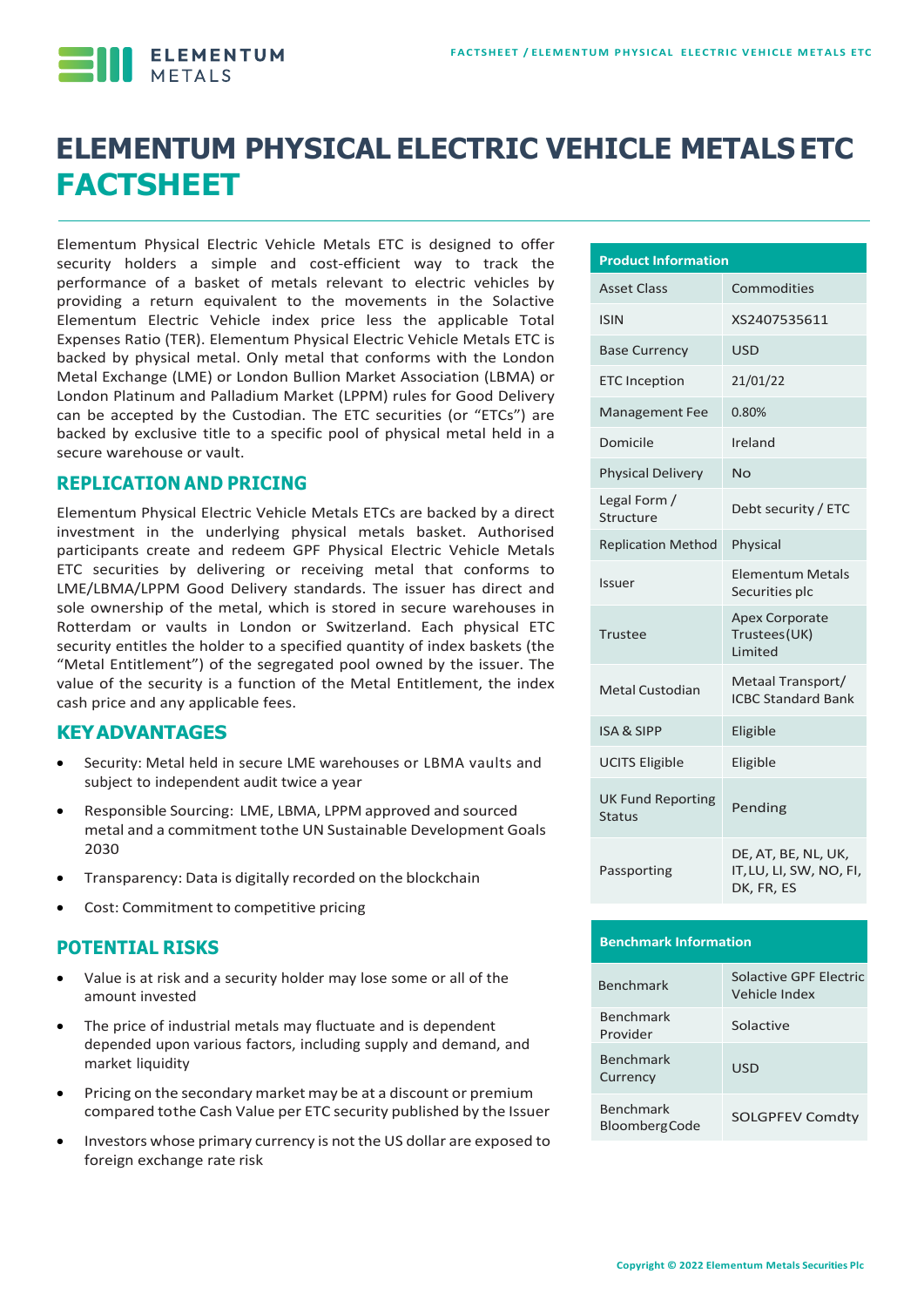# ELEMENTUM PHYSICAL ELECTRIC VEHICLE METALS ETC FACTSHEET

Elementum Physical Electric Vehicle Metals ETC is designed to offer security holders a simple and cost-efficient way to track the performance of a basket of metals relevant to electric vehicles by providing a return equivalent to the movements in the Solactive Elementum Electric Vehicle index price less the applicable Total Expenses Ratio (TER). Elementum Physical Electric Vehicle Metals ETC is backed by physical metal. Only metal that conforms with the London Metal Exchange (LME) or London Bullion Market Association (LBMA) or London Platinum and Palladium Market (LPPM) rules for Good Delivery can be accepted by the Custodian. The ETC securities (or "ETCs") are backed by exclusive title to a specific pool of physical metal held in a secure warehouse or vault.

## REPLICATION AND PRICING

Elementum Physical Electric Vehicle Metals ETCs are backed by a direct investment in the underlying physical metals basket. Authorised participants create and redeem GPF Physical Electric Vehicle Metals ETC securities by delivering or receiving metal that conforms to LME/LBMA/LPPM Good Delivery standards. The issuer has direct and sole ownership of the metal, which is stored in secure warehouses in Rotterdam or vaults in London or Switzerland. Each physical ETC security entitles the holder to a specified quantity of index baskets (the "Metal Entitlement") of the segregated pool owned by the issuer. The value of the security is a function of the Metal Entitlement, the index cash price and any applicable fees.

## KEY ADVANTAGES

- Security: Metal held in secure LME warehouses or LBMA vaults and subject to independent audit twice a year
- Responsible Sourcing: LME, LBMA, LPPM approved and sourced metal and a commitment tothe UN Sustainable Development Goals 2030
- Transparency: Data is digitally recorded on the blockchain
- Cost: Commitment to competitive pricing

## POTENTIAL RISKS

- Value is at risk and a security holder may lose some or all of the amount invested
- The price of industrial metals may fluctuate and is dependent depended upon various factors, including supply and demand, and market liquidity
- Pricing on the secondary market may be at a discount or premium compared tothe Cash Value per ETC security published by the Issuer
- Investors whose primary currency is not the US dollar are exposed to foreign exchange rate risk

| Product Information | |
|---|---|
| Asset Class | Commodities |
| ISIN | XS2407535611 |
| Base Currency | USD |
| ETC Inception | 21/01/22 |
| Management Fee | 0.80% |
| Domicile | Ireland |
| Physical Delivery | No |
| Legal Form / Structure | Debt security / ETC |
| Replication Method | Physical |
| Issuer | Elementum Metals Securities plc |
| Trustee | Apex Corporate Trustees(UK) Limited |
| Metal Custodian | Metaal Transport/ ICBC Standard Bank |
| ISA & SIPP | Eligible |
| UCITS Eligible | Eligible |
| UK Fund Reporting Status | Pending |
| Passporting | DE, AT, BE, NL, UK, IT,LU, LI, SW, NO, FI, DK, FR, ES |

| Benchmark Information | |
|---|---|
| Benchmark | Solactive GPF Electric Vehicle Index |
| Benchmark Provider | Solactive |
| Benchmark Currency | USD |
| Benchmark BloombergCode | SOLGPFEV Comdty |

Copyright © 2022 Elementum Metals Securities Plc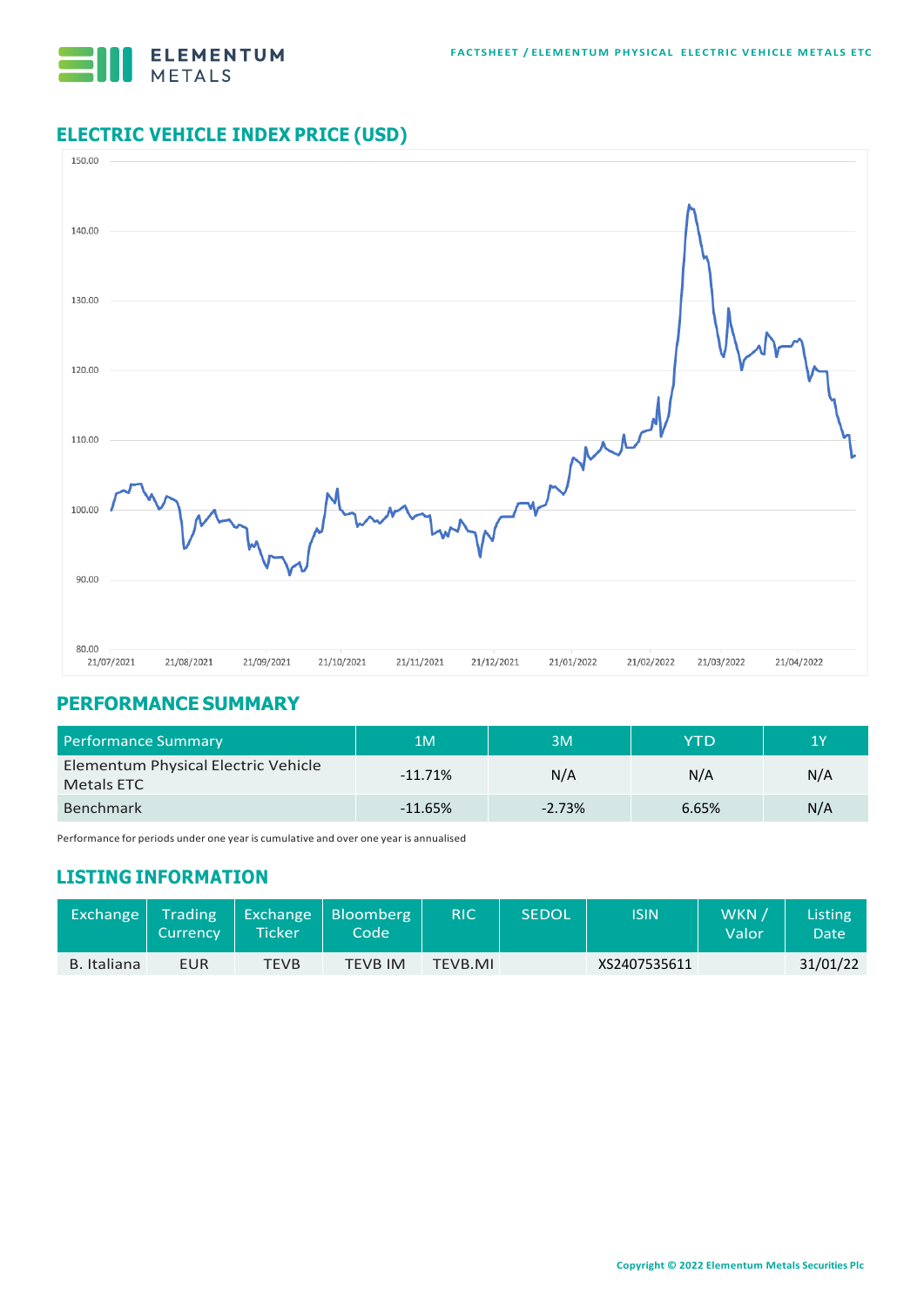## ELECTRIC VEHICLE INDEX PRICE (USD)

## PERFORMANCE SUMMARY

| Performance Summary | 1M | 3M | YTD | 1Y |
|---|---|---|---|---|
| Elementum Physical Electric Vehicle Metals ETC | -11.71% | N/A | N/A | N/A |
| Benchmark | -11.65% | -2.73% | 6.65% | N/A |

Performance for periods under one year is cumulative and over one year is annualised

## LISTING INFORMATION

| Exchange | Trading Currency | Exchange Ticker | Bloomberg Code | RIC | SEDOL | ISIN | WKN / Valor | Listing Date |
|---|---|---|---|---|---|---|---|---|
| B. Italiana | EUR | TEVB | TEVB IM | TEVB.MI | | XS2407535611 | | 31/01/22 |

Copyright © 2022 Elementum Metals Securities Plc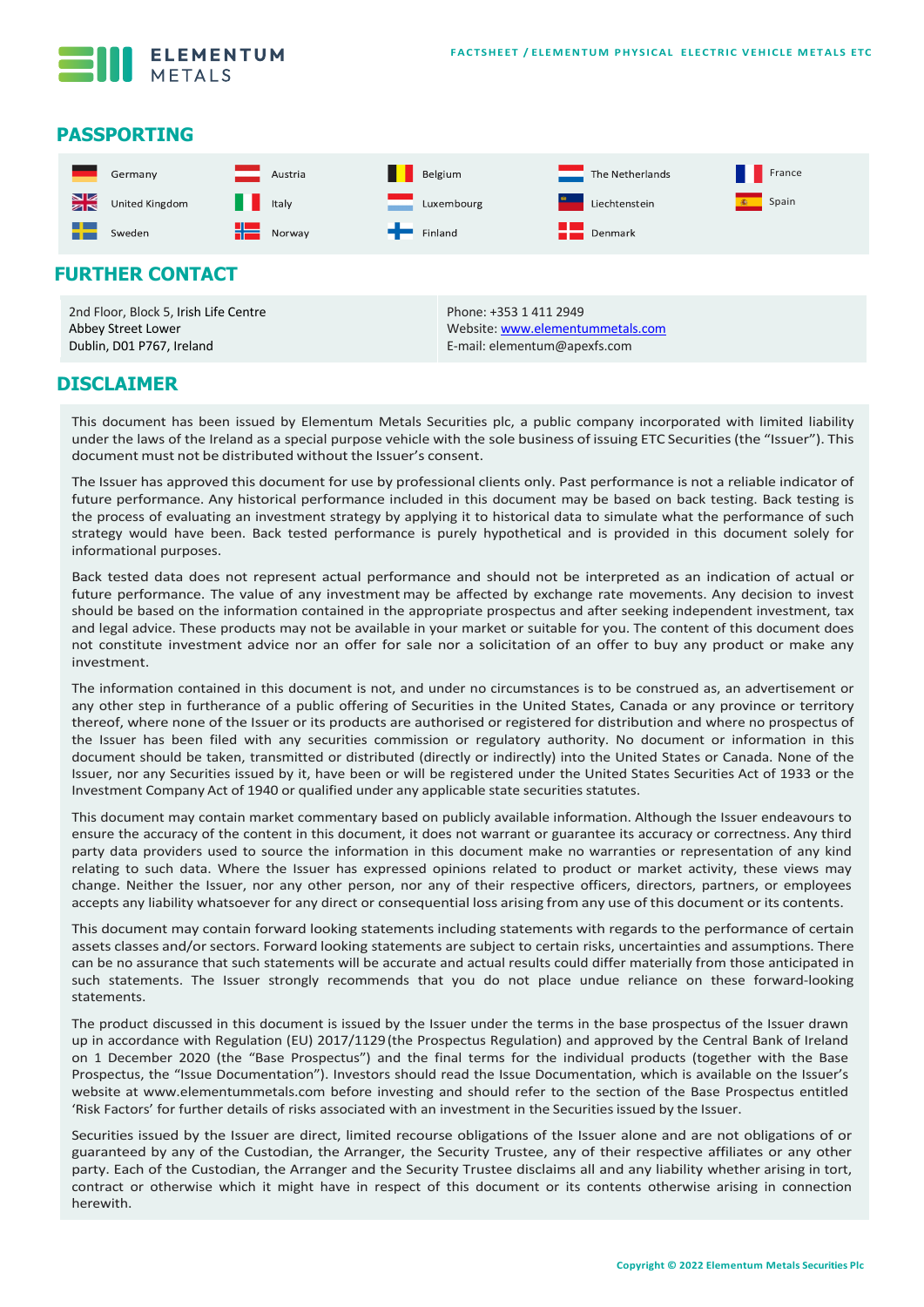## PASSPORTING

| | | | | |
|---|---|---|---|---|
| Germany | Austria | Belgium | The Netherlands | France |
| United Kingdom | Italy | Luxembourg | Liechtenstein | Spain |
| Sweden | Norway | Finland | Denmark | |

## FURTHER CONTACT

| | |
|---|---|
| 2nd Floor, Block 5, Irish Life Centre<br>Abbey Street Lower<br>Dublin, D01 P767, Ireland | Phone: +353 1 411 2949<br>Website: www.elementummetals.com<br>E-mail: elementum@apexfs.com |

## DISCLAIMER

This document has been issued by Elementum Metals Securities plc, a public company incorporated with limited liability under the laws of the Ireland as a special purpose vehicle with the sole business of issuing ETC Securities (the "Issuer"). This document must not be distributed without the Issuer's consent.

The Issuer has approved this document for use by professional clients only. Past performance is not a reliable indicator of future performance. Any historical performance included in this document may be based on back testing. Back testing is the process of evaluating an investment strategy by applying it to historical data to simulate what the performance of such strategy would have been. Back tested performance is purely hypothetical and is provided in this document solely for informational purposes.

Back tested data does not represent actual performance and should not be interpreted as an indication of actual or future performance. The value of any investment may be affected by exchange rate movements. Any decision to invest should be based on the information contained in the appropriate prospectus and after seeking independent investment, tax and legal advice. These products may not be available in your market or suitable for you. The content of this document does not constitute investment advice nor an offer for sale nor a solicitation of an offer to buy any product or make any investment.

The information contained in this document is not, and under no circumstances is to be construed as, an advertisement or any other step in furtherance of a public offering of Securities in the United States, Canada or any province or territory thereof, where none of the Issuer or its products are authorised or registered for distribution and where no prospectus of the Issuer has been filed with any securities commission or regulatory authority. No document or information in this document should be taken, transmitted or distributed (directly or indirectly) into the United States or Canada. None of the Issuer, nor any Securities issued by it, have been or will be registered under the United States Securities Act of 1933 or the Investment Company Act of 1940 or qualified under any applicable state securities statutes.

This document may contain market commentary based on publicly available information. Although the Issuer endeavours to ensure the accuracy of the content in this document, it does not warrant or guarantee its accuracy or correctness. Any third party data providers used to source the information in this document make no warranties or representation of any kind relating to such data. Where the Issuer has expressed opinions related to product or market activity, these views may change. Neither the Issuer, nor any other person, nor any of their respective officers, directors, partners, or employees accepts any liability whatsoever for any direct or consequential loss arising from any use of this document or its contents.

This document may contain forward looking statements including statements with regards to the performance of certain assets classes and/or sectors. Forward looking statements are subject to certain risks, uncertainties and assumptions. There can be no assurance that such statements will be accurate and actual results could differ materially from those anticipated in such statements. The Issuer strongly recommends that you do not place undue reliance on these forward-looking statements.

The product discussed in this document is issued by the Issuer under the terms in the base prospectus of the Issuer drawn up in accordance with Regulation (EU) 2017/1129 (the Prospectus Regulation) and approved by the Central Bank of Ireland on 1 December 2020 (the "Base Prospectus") and the final terms for the individual products (together with the Base Prospectus, the "Issue Documentation"). Investors should read the Issue Documentation, which is available on the Issuer's website at www.elementummetals.com before investing and should refer to the section of the Base Prospectus entitled 'Risk Factors' for further details of risks associated with an investment in the Securities issued by the Issuer.

Securities issued by the Issuer are direct, limited recourse obligations of the Issuer alone and are not obligations of or guaranteed by any of the Custodian, the Arranger, the Security Trustee, any of their respective affiliates or any other party. Each of the Custodian, the Arranger and the Security Trustee disclaims all and any liability whether arising in tort, contract or otherwise which it might have in respect of this document or its contents otherwise arising in connection herewith.

Copyright © 2022 Elementum Metals Securities Plc